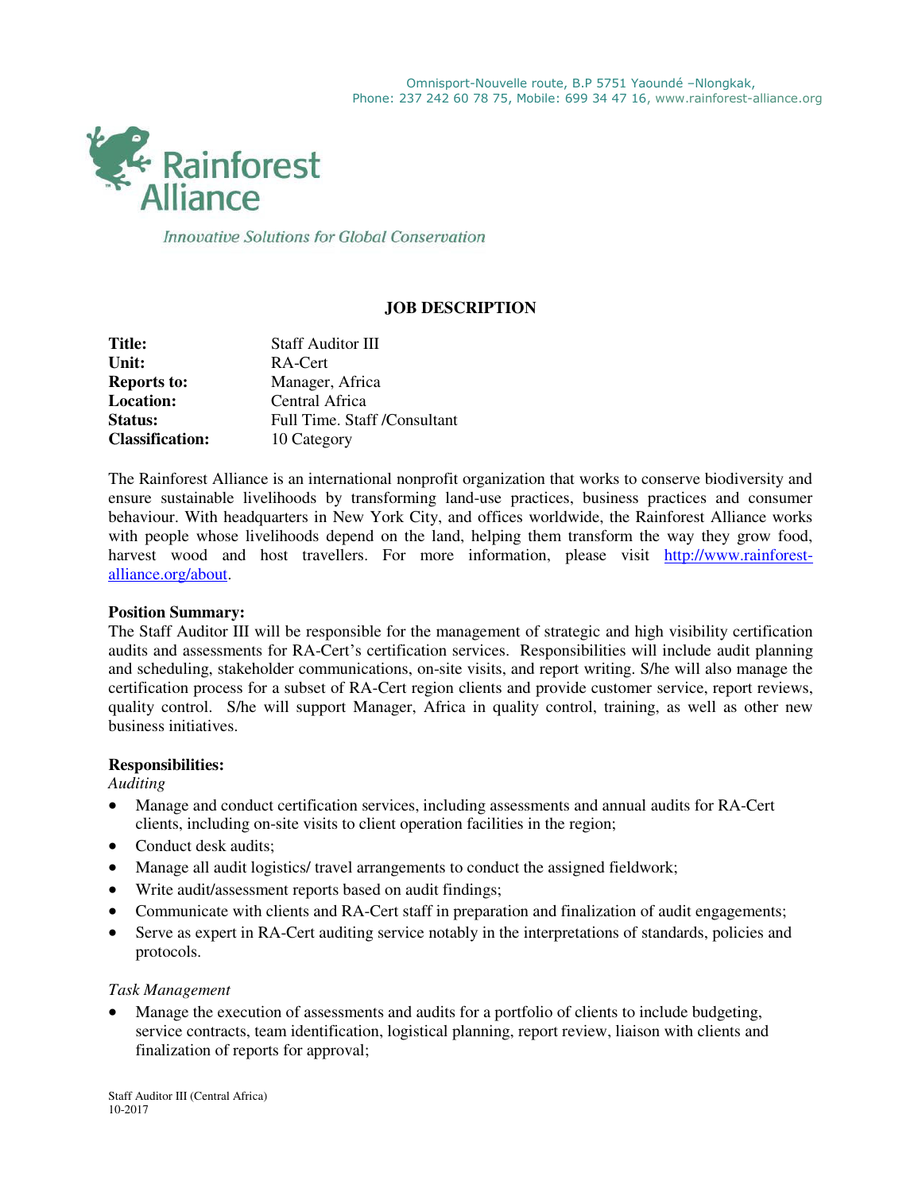Omnisport-Nouvelle route, B.P 5751 Yaoundé –Nlongkak,
Phone: 237 242 60 78 75, Mobile: 699 34 47 16, www.rainforest-alliance.org

Rainforest Alliance

*Innovative Solutions for Global Conservation*

# JOB DESCRIPTION

| | |
|---|---|
| **Title:** | Staff Auditor III |
| **Unit:** | RA-Cert |
| **Reports to:** | Manager, Africa |
| **Location:** | Central Africa |
| **Status:** | Full Time. Staff /Consultant |
| **Classification:** | 10 Category |

The Rainforest Alliance is an international nonprofit organization that works to conserve biodiversity and ensure sustainable livelihoods by transforming land-use practices, business practices and consumer behaviour. With headquarters in New York City, and offices worldwide, the Rainforest Alliance works with people whose livelihoods depend on the land, helping them transform the way they grow food, harvest wood and host travellers. For more information, please visit [http://www.rainforest-alliance.org/about](http://www.rainforest-alliance.org/about).

**Position Summary:**
The Staff Auditor III will be responsible for the management of strategic and high visibility certification audits and assessments for RA-Cert's certification services. Responsibilities will include audit planning and scheduling, stakeholder communications, on-site visits, and report writing. S/he will also manage the certification process for a subset of RA-Cert region clients and provide customer service, report reviews, quality control. S/he will support Manager, Africa in quality control, training, as well as other new business initiatives.

**Responsibilities:**

*Auditing*

- Manage and conduct certification services, including assessments and annual audits for RA-Cert clients, including on-site visits to client operation facilities in the region;
- Conduct desk audits;
- Manage all audit logistics/ travel arrangements to conduct the assigned fieldwork;
- Write audit/assessment reports based on audit findings;
- Communicate with clients and RA-Cert staff in preparation and finalization of audit engagements;
- Serve as expert in RA-Cert auditing service notably in the interpretations of standards, policies and protocols.

*Task Management*

- Manage the execution of assessments and audits for a portfolio of clients to include budgeting, service contracts, team identification, logistical planning, report review, liaison with clients and finalization of reports for approval;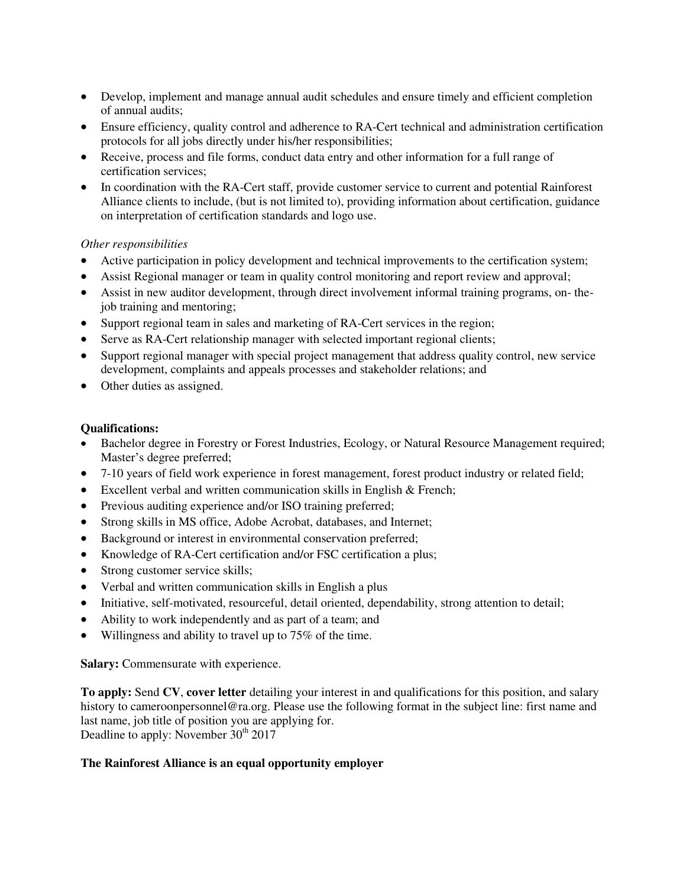- Develop, implement and manage annual audit schedules and ensure timely and efficient completion of annual audits;
- Ensure efficiency, quality control and adherence to RA-Cert technical and administration certification protocols for all jobs directly under his/her responsibilities;
- Receive, process and file forms, conduct data entry and other information for a full range of certification services;
- In coordination with the RA-Cert staff, provide customer service to current and potential Rainforest Alliance clients to include, (but is not limited to), providing information about certification, guidance on interpretation of certification standards and logo use.

*Other responsibilities*

- Active participation in policy development and technical improvements to the certification system;
- Assist Regional manager or team in quality control monitoring and report review and approval;
- Assist in new auditor development, through direct involvement informal training programs, on- the-job training and mentoring;
- Support regional team in sales and marketing of RA-Cert services in the region;
- Serve as RA-Cert relationship manager with selected important regional clients;
- Support regional manager with special project management that address quality control, new service development, complaints and appeals processes and stakeholder relations; and
- Other duties as assigned.

**Qualifications:**

- Bachelor degree in Forestry or Forest Industries, Ecology, or Natural Resource Management required; Master's degree preferred;
- 7-10 years of field work experience in forest management, forest product industry or related field;
- Excellent verbal and written communication skills in English & French;
- Previous auditing experience and/or ISO training preferred;
- Strong skills in MS office, Adobe Acrobat, databases, and Internet;
- Background or interest in environmental conservation preferred;
- Knowledge of RA-Cert certification and/or FSC certification a plus;
- Strong customer service skills;
- Verbal and written communication skills in English a plus
- Initiative, self-motivated, resourceful, detail oriented, dependability, strong attention to detail;
- Ability to work independently and as part of a team; and
- Willingness and ability to travel up to 75% of the time.

**Salary:** Commensurate with experience.

**To apply:** Send **CV**, **cover letter** detailing your interest in and qualifications for this position, and salary history to cameroonpersonnel@ra.org. Please use the following format in the subject line: first name and last name, job title of position you are applying for.
Deadline to apply: November 30th 2017

**The Rainforest Alliance is an equal opportunity employer**